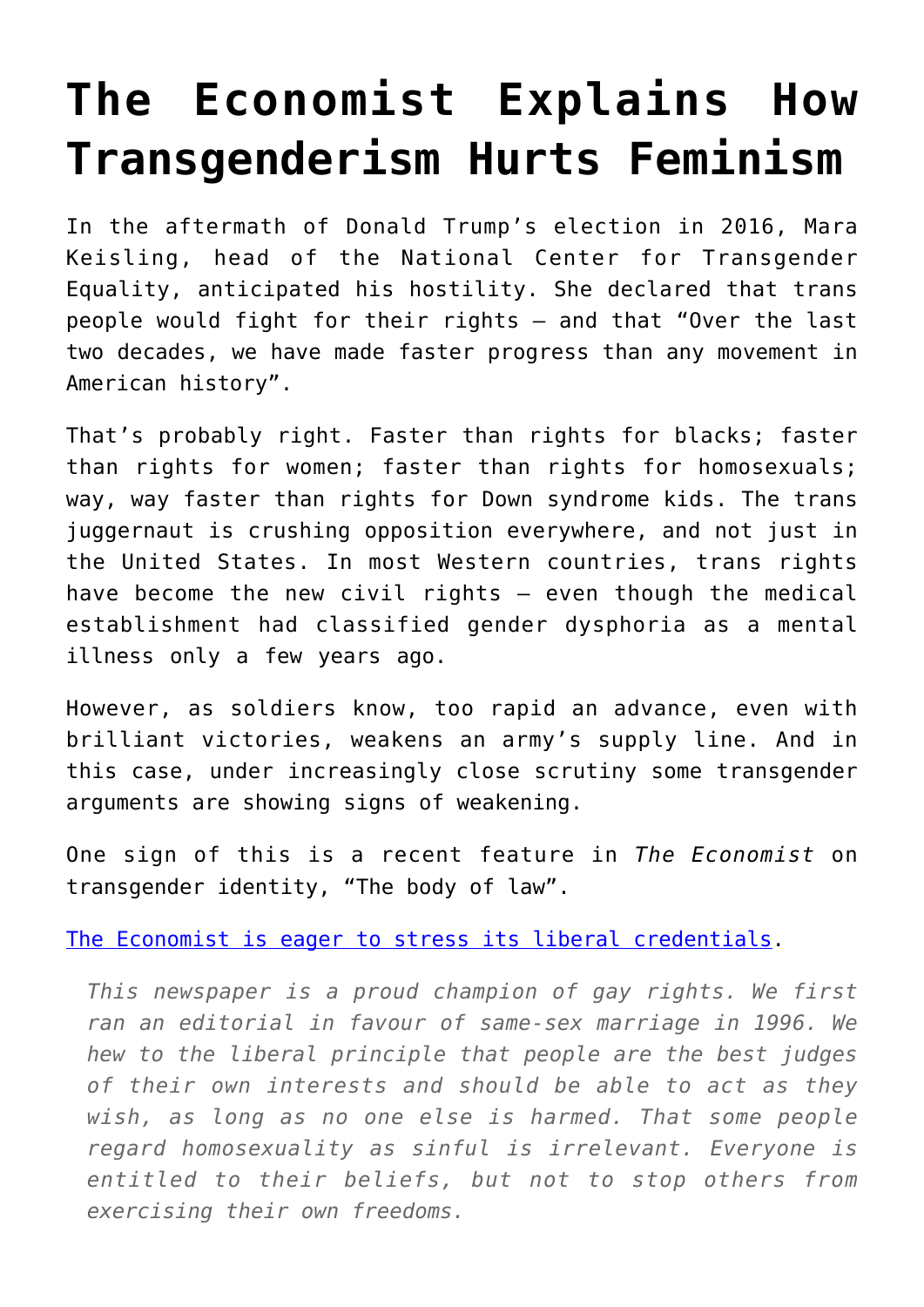# The Economist Explains How Transgenderism Hurts Feminism

In the aftermath of Donald Trump's election in 2016, Mara Keisling, head of the National Center for Transgender Equality, anticipated his hostility. She declared that trans people would fight for their rights – and that "Over the last two decades, we have made faster progress than any movement in American history".

That's probably right. Faster than rights for blacks; faster than rights for women; faster than rights for homosexuals; way, way faster than rights for Down syndrome kids. The trans juggernaut is crushing opposition everywhere, and not just in the United States. In most Western countries, trans rights have become the new civil rights – even though the medical establishment had classified gender dysphoria as a mental illness only a few years ago.

However, as soldiers know, too rapid an advance, even with brilliant victories, weakens an army's supply line. And in this case, under increasingly close scrutiny some transgender arguments are showing signs of weakening.

One sign of this is a recent feature in *The Economist* on transgender identity, "The body of law".

[The Economist is eager to stress its liberal credentials](#).

> *This newspaper is a proud champion of gay rights. We first ran an editorial in favour of same-sex marriage in 1996. We hew to the liberal principle that people are the best judges of their own interests and should be able to act as they wish, as long as no one else is harmed. That some people regard homosexuality as sinful is irrelevant. Everyone is entitled to their beliefs, but not to stop others from exercising their own freedoms.*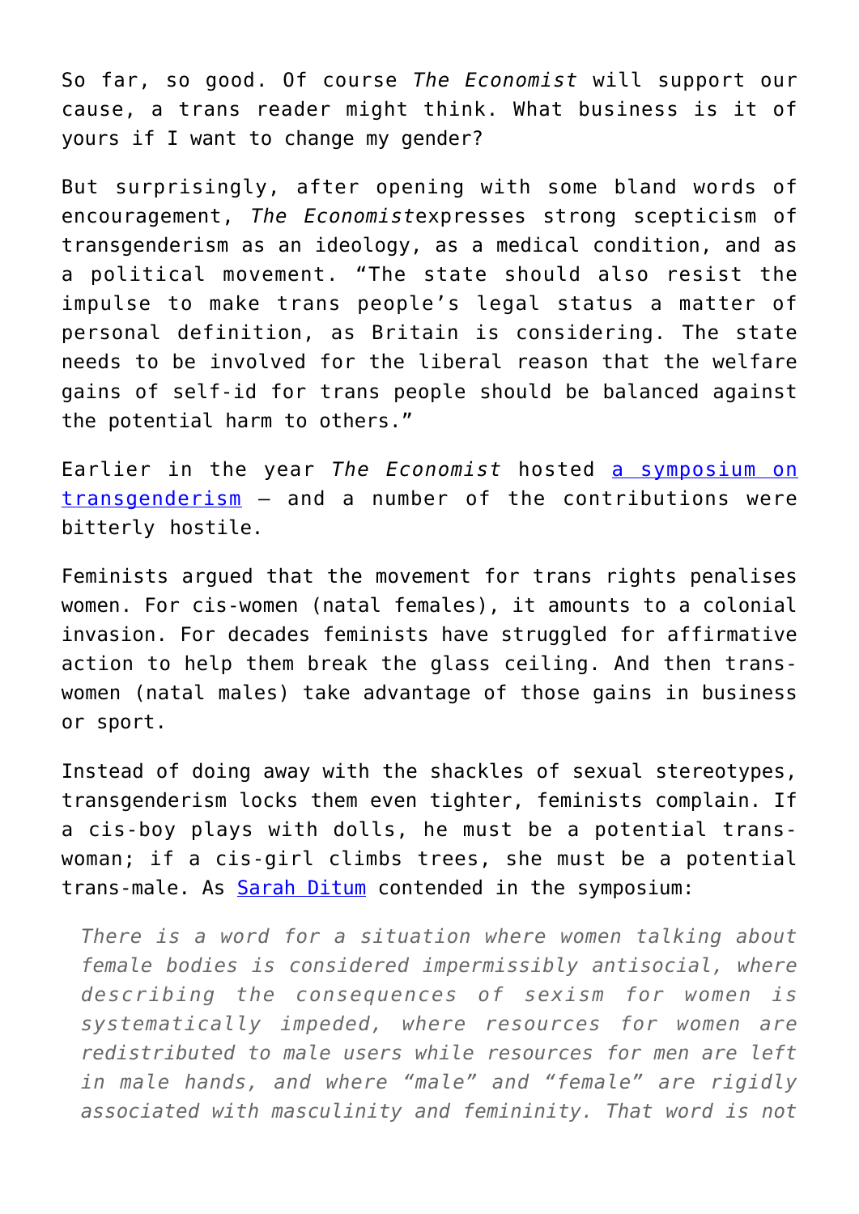So far, so good. Of course *The Economist* will support our cause, a trans reader might think. What business is it of yours if I want to change my gender?

But surprisingly, after opening with some bland words of encouragement, *The Economist*expresses strong scepticism of transgenderism as an ideology, as a medical condition, and as a political movement. "The state should also resist the impulse to make trans people's legal status a matter of personal definition, as Britain is considering. The state needs to be involved for the liberal reason that the welfare gains of self-id for trans people should be balanced against the potential harm to others."

Earlier in the year *The Economist* hosted [a symposium on transgenderism](a symposium on transgenderism) – and a number of the contributions were bitterly hostile.

Feminists argued that the movement for trans rights penalises women. For cis-women (natal females), it amounts to a colonial invasion. For decades feminists have struggled for affirmative action to help them break the glass ceiling. And then trans-women (natal males) take advantage of those gains in business or sport.

Instead of doing away with the shackles of sexual stereotypes, transgenderism locks them even tighter, feminists complain. If a cis-boy plays with dolls, he must be a potential trans-woman; if a cis-girl climbs trees, she must be a potential trans-male. As [Sarah Ditum](Sarah Ditum) contended in the symposium:

> *There is a word for a situation where women talking about female bodies is considered impermissibly antisocial, where describing the consequences of sexism for women is systematically impeded, where resources for women are redistributed to male users while resources for men are left in male hands, and where "male" and "female" are rigidly associated with masculinity and femininity. That word is not*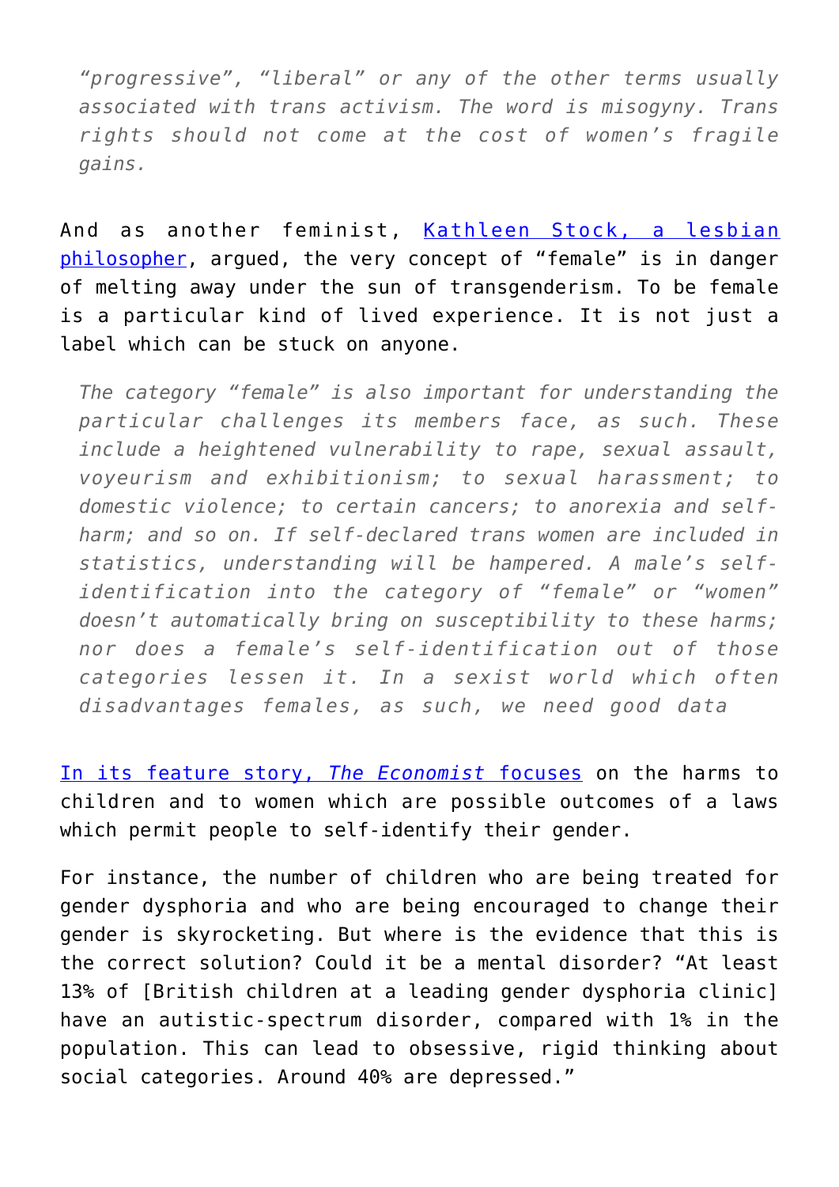> *"progressive", "liberal" or any of the other terms usually associated with trans activism. The word is misogyny. Trans rights should not come at the cost of women's fragile gains.*

And as another feminist, [Kathleen Stock, a lesbian philosopher](), argued, the very concept of "female" is in danger of melting away under the sun of transgenderism. To be female is a particular kind of lived experience. It is not just a label which can be stuck on anyone.

> *The category "female" is also important for understanding the particular challenges its members face, as such. These include a heightened vulnerability to rape, sexual assault, voyeurism and exhibitionism; to sexual harassment; to domestic violence; to certain cancers; to anorexia and self-harm; and so on. If self-declared trans women are included in statistics, understanding will be hampered. A male's self-identification into the category of "female" or "women" doesn't automatically bring on susceptibility to these harms; nor does a female's self-identification out of those categories lessen it. In a sexist world which often disadvantages females, as such, we need good data*

[In its feature story, *The Economist* focuses]() on the harms to children and to women which are possible outcomes of a laws which permit people to self-identify their gender.

For instance, the number of children who are being treated for gender dysphoria and who are being encouraged to change their gender is skyrocketing. But where is the evidence that this is the correct solution? Could it be a mental disorder? "At least 13% of [British children at a leading gender dysphoria clinic] have an autistic-spectrum disorder, compared with 1% in the population. This can lead to obsessive, rigid thinking about social categories. Around 40% are depressed."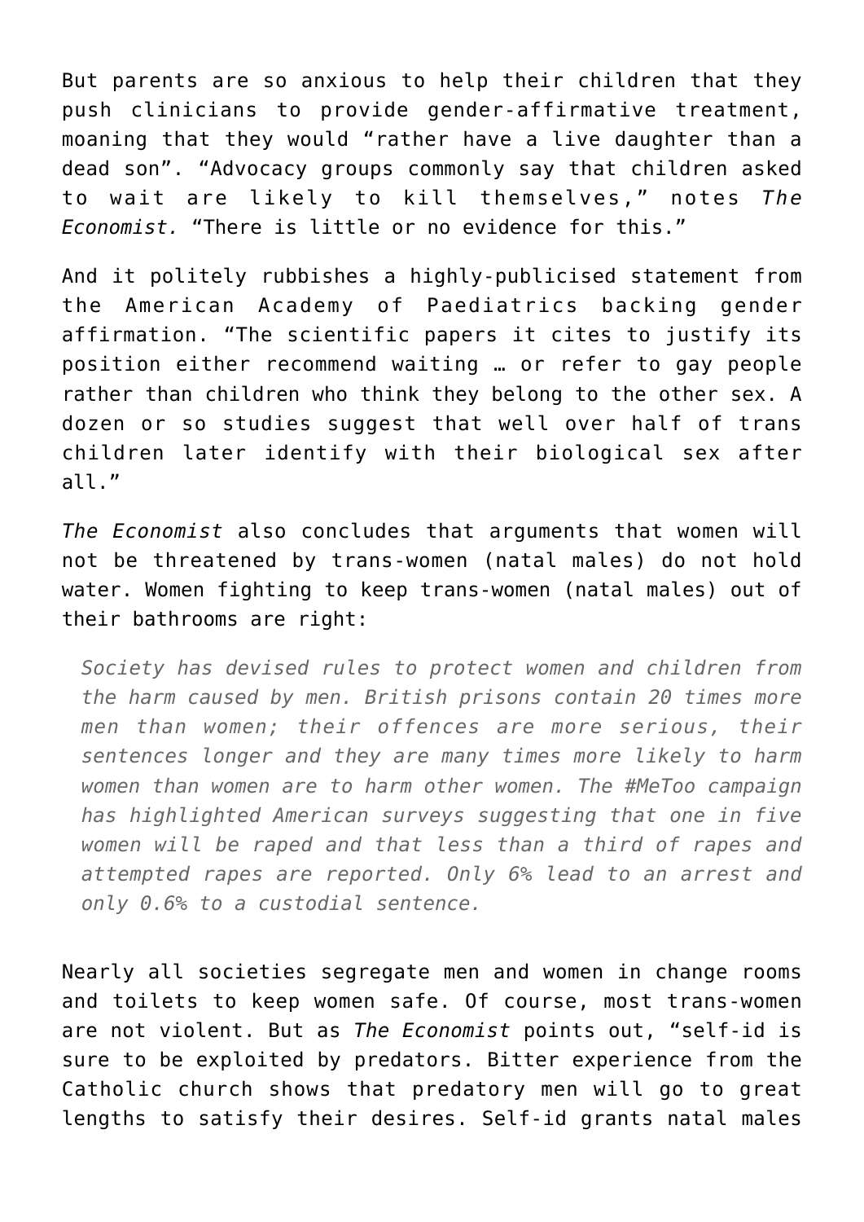But parents are so anxious to help their children that they push clinicians to provide gender-affirmative treatment, moaning that they would "rather have a live daughter than a dead son". "Advocacy groups commonly say that children asked to wait are likely to kill themselves," notes *The Economist.* "There is little or no evidence for this."

And it politely rubbishes a highly-publicised statement from the American Academy of Paediatrics backing gender affirmation. "The scientific papers it cites to justify its position either recommend waiting … or refer to gay people rather than children who think they belong to the other sex. A dozen or so studies suggest that well over half of trans children later identify with their biological sex after all."

*The Economist* also concludes that arguments that women will not be threatened by trans-women (natal males) do not hold water. Women fighting to keep trans-women (natal males) out of their bathrooms are right:

> *Society has devised rules to protect women and children from the harm caused by men. British prisons contain 20 times more men than women; their offences are more serious, their sentences longer and they are many times more likely to harm women than women are to harm other women. The #MeToo campaign has highlighted American surveys suggesting that one in five women will be raped and that less than a third of rapes and attempted rapes are reported. Only 6% lead to an arrest and only 0.6% to a custodial sentence.*

Nearly all societies segregate men and women in change rooms and toilets to keep women safe. Of course, most trans-women are not violent. But as *The Economist* points out, "self-id is sure to be exploited by predators. Bitter experience from the Catholic church shows that predatory men will go to great lengths to satisfy their desires. Self-id grants natal males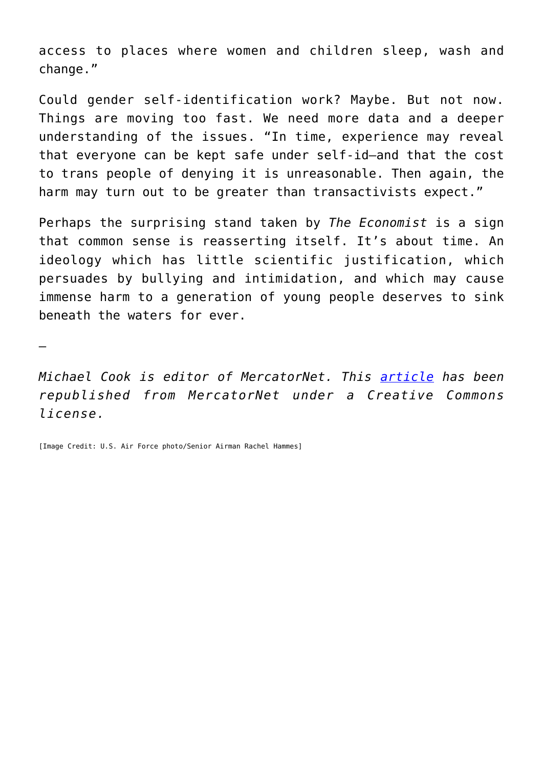access to places where women and children sleep, wash and change."

Could gender self-identification work? Maybe. But not now. Things are moving too fast. We need more data and a deeper understanding of the issues. "In time, experience may reveal that everyone can be kept safe under self-id—and that the cost to trans people of denying it is unreasonable. Then again, the harm may turn out to be greater than transactivists expect."

Perhaps the surprising stand taken by *The Economist* is a sign that common sense is reasserting itself. It's about time. An ideology which has little scientific justification, which persuades by bullying and intimidation, and which may cause immense harm to a generation of young people deserves to sink beneath the waters for ever.

—

*Michael Cook is editor of MercatorNet. This [article](#) has been republished from MercatorNet under a Creative Commons license.*

[Image Credit: U.S. Air Force photo/Senior Airman Rachel Hammes]